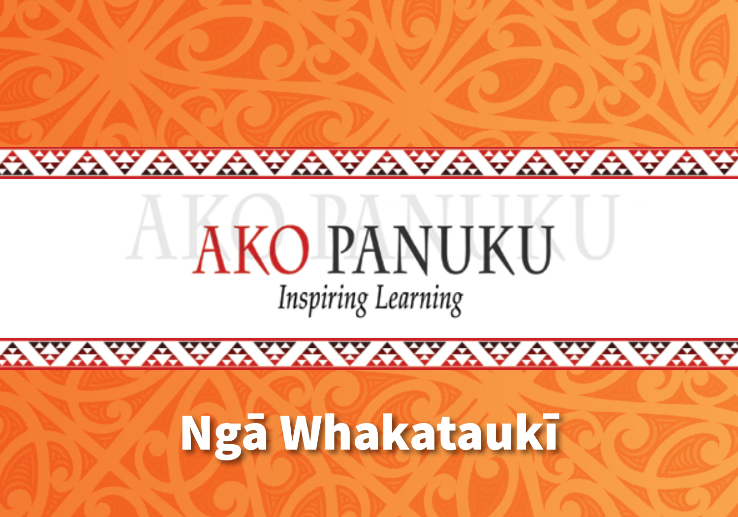# AKO PANUKU

*Inspiring Learning*

# Ngā Whakataukī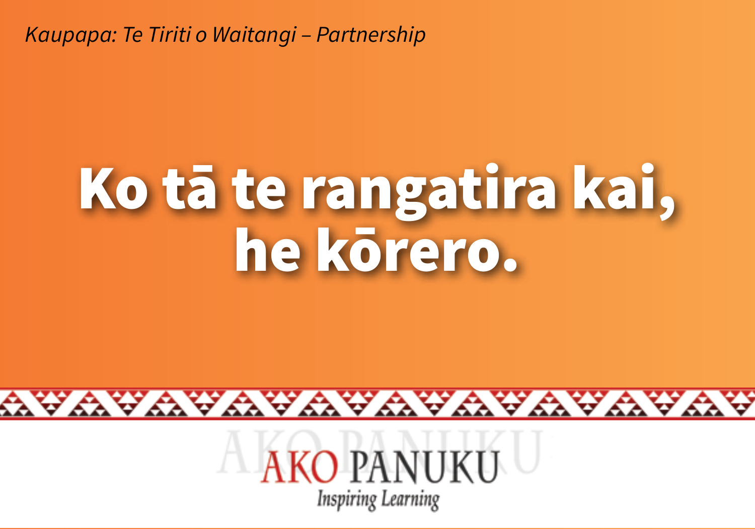*Kaupapa: Te Tiriti o Waitangi – Partnership*

# Ko tā te rangatira kai, he kōrero.

AKO PANUKU

*Inspiring Learning*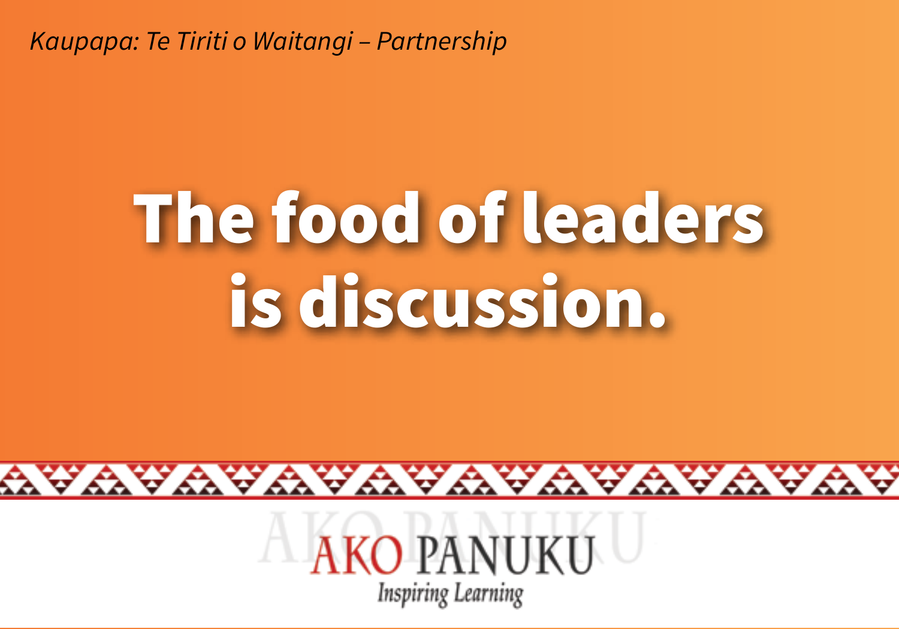*Kaupapa: Te Tiriti o Waitangi – Partnership*

# The food of leaders is discussion.

AKO PANUKU

*Inspiring Learning*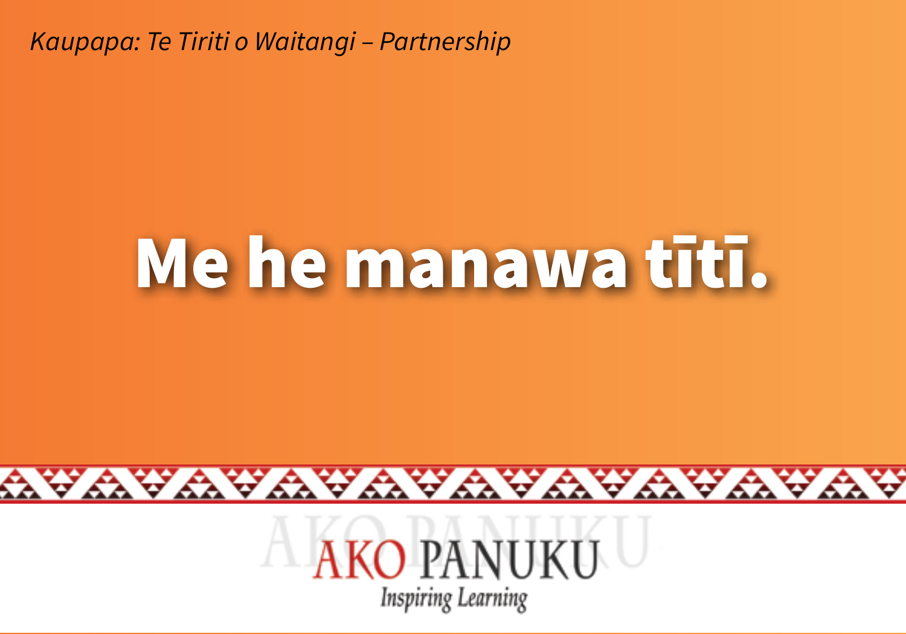*Kaupapa: Te Tiriti o Waitangi – Partnership*

# Me he manawa tītī.

AKO PANUKU

Inspiring Learning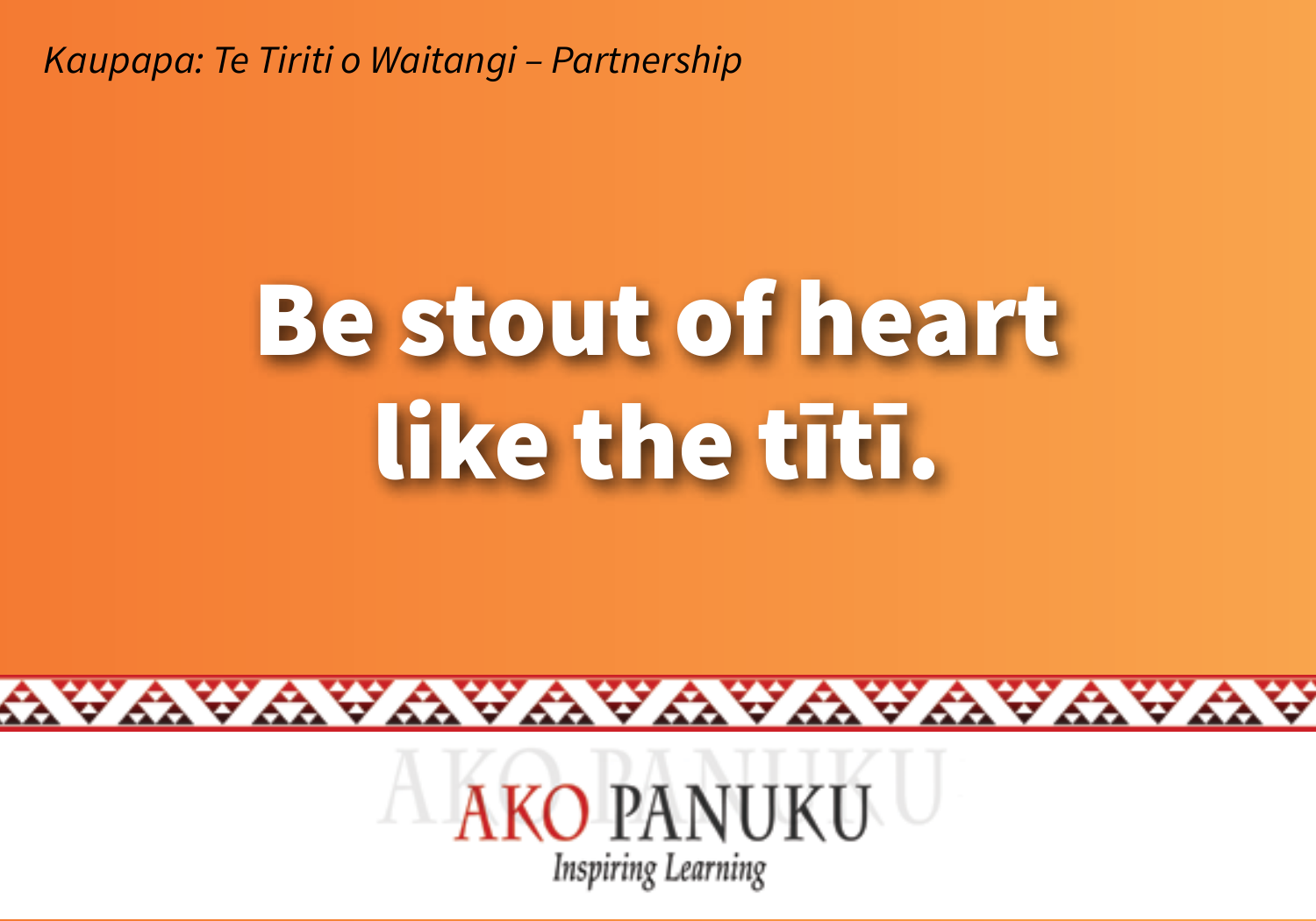*Kaupapa: Te Tiriti o Waitangi – Partnership*

# Be stout of heart like the tītī.

AKO PANUKU

*Inspiring Learning*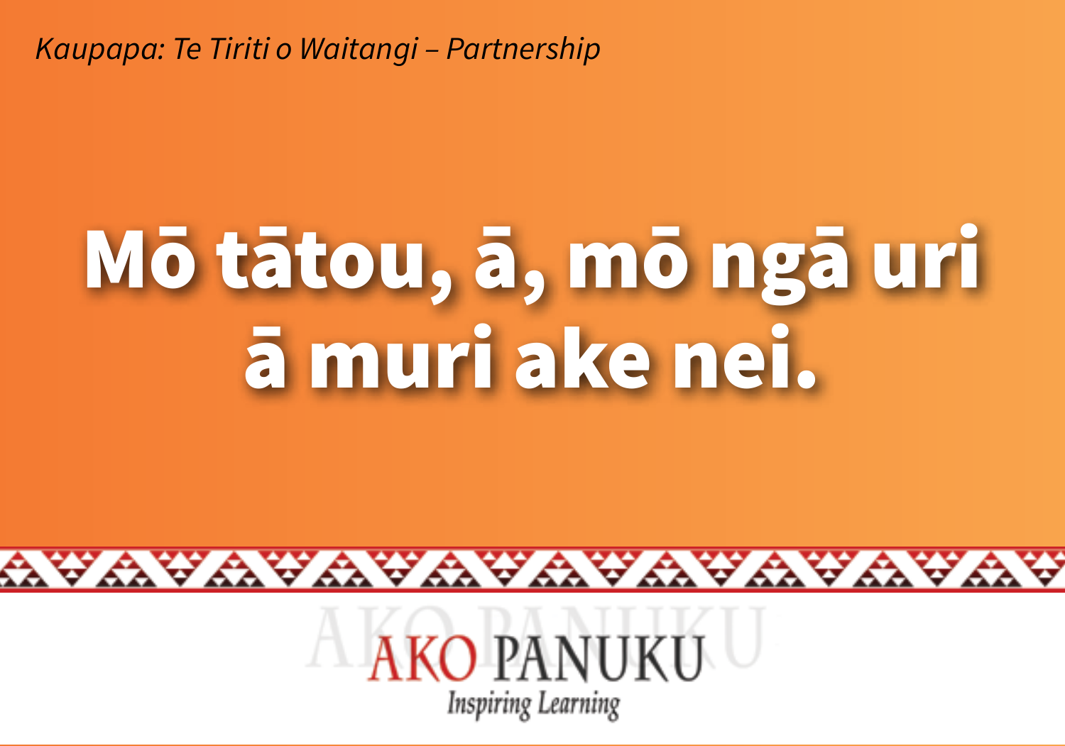*Kaupapa: Te Tiriti o Waitangi – Partnership*

# Mō tātou, ā, mō ngā uri ā muri ake nei.

AKO PANUKU

Inspiring Learning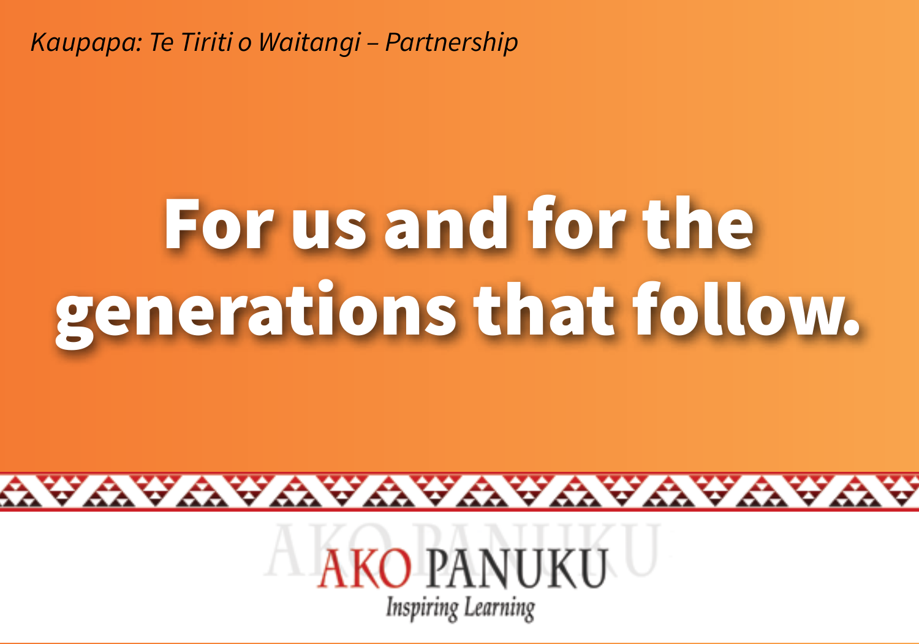*Kaupapa: Te Tiriti o Waitangi – Partnership*

# For us and for the generations that follow.

AKO PANUKU

Inspiring Learning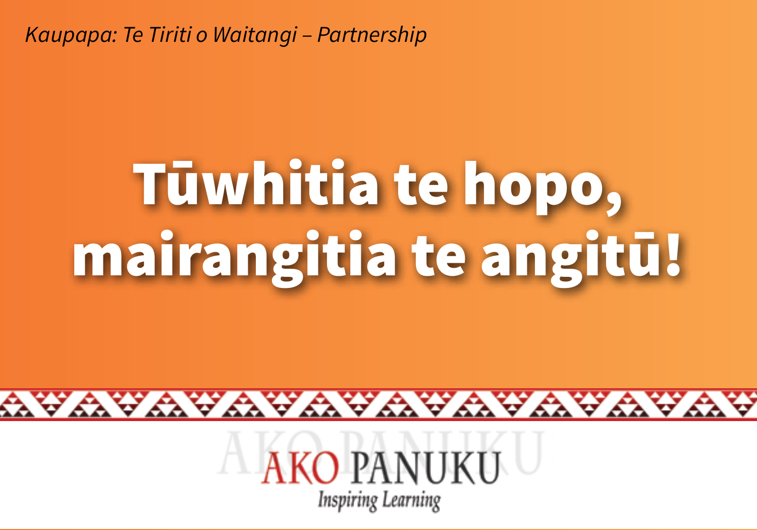*Kaupapa: Te Tiriti o Waitangi – Partnership*

# Tūwhitia te hopo, mairangitia te angitū!

AKO PANUKU

*Inspiring Learning*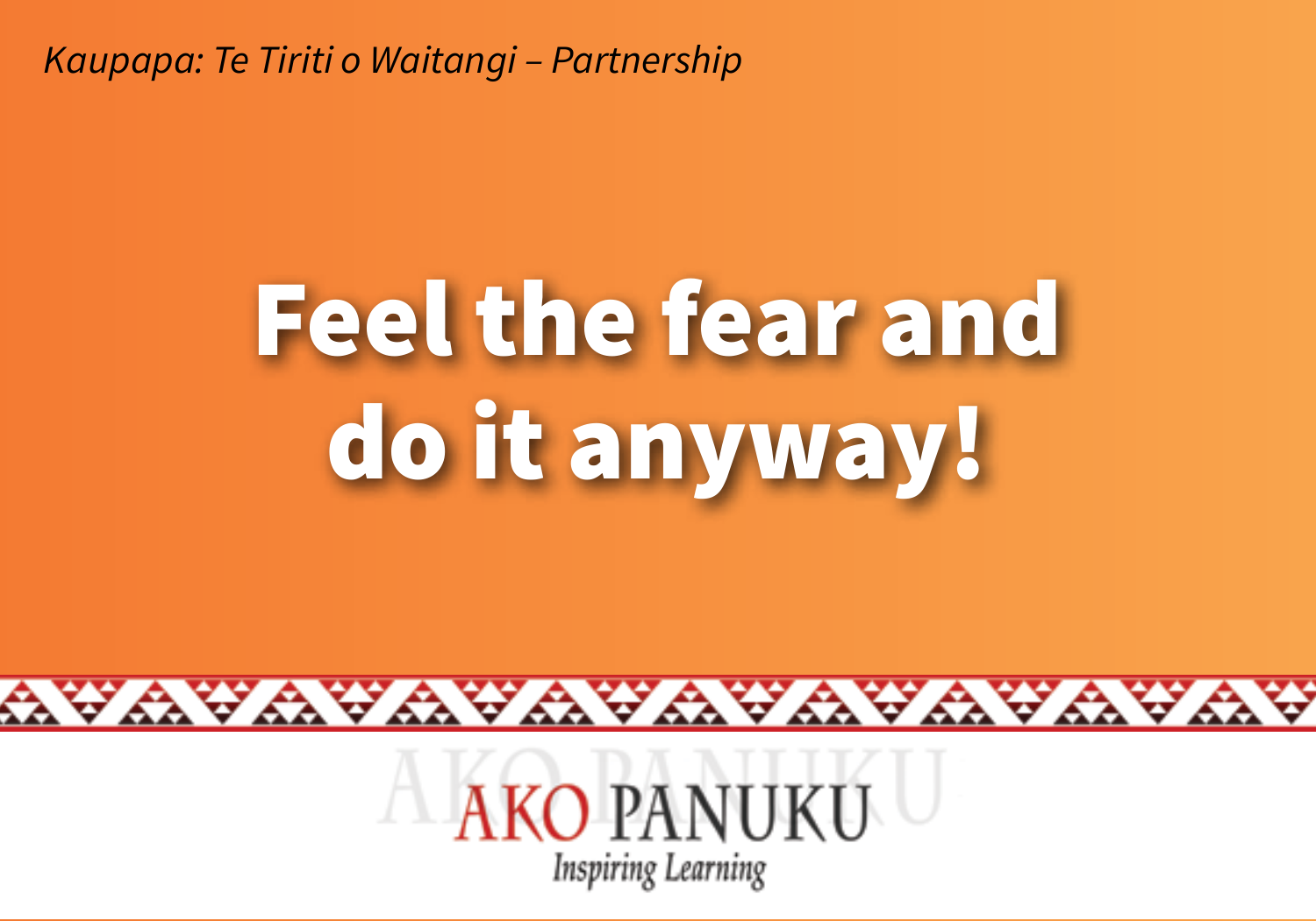*Kaupapa: Te Tiriti o Waitangi – Partnership*

# Feel the fear and do it anyway!

AKO PANUKU

Inspiring Learning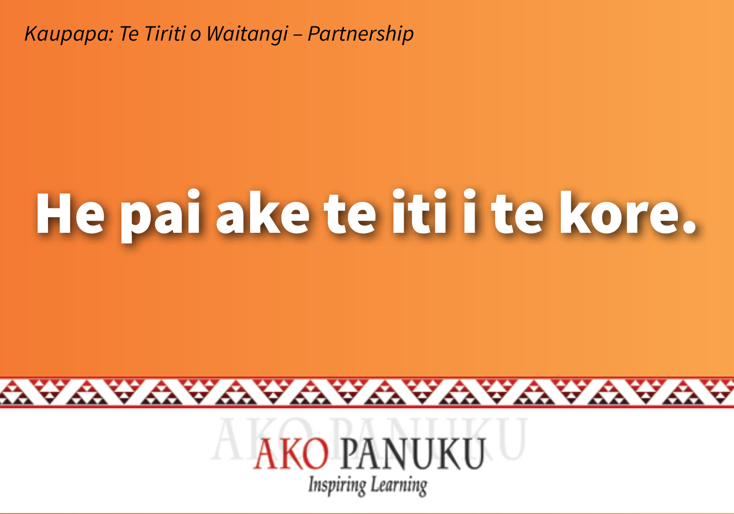*Kaupapa: Te Tiriti o Waitangi – Partnership*

# He pai ake te iti i te kore.

AKO PANUKU

*Inspiring Learning*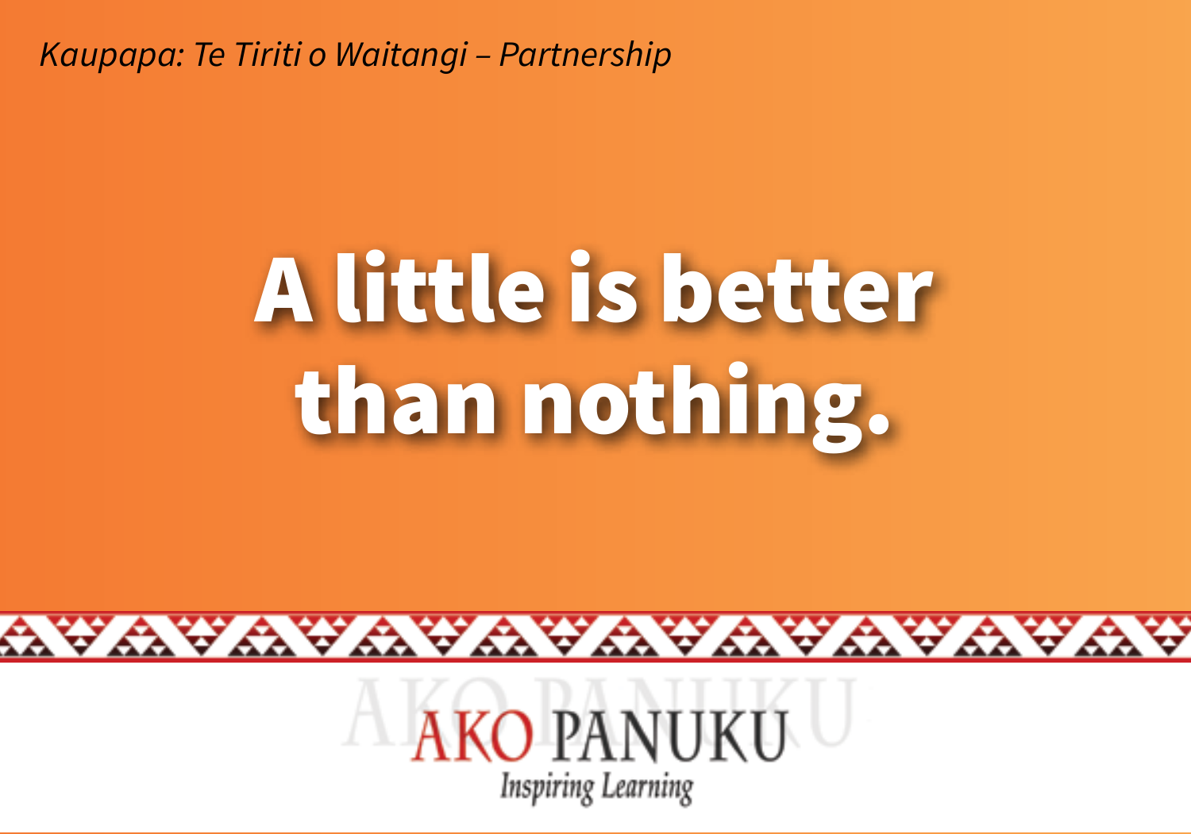*Kaupapa: Te Tiriti o Waitangi – Partnership*

# A little is better than nothing.

AKO PANUKU

Inspiring Learning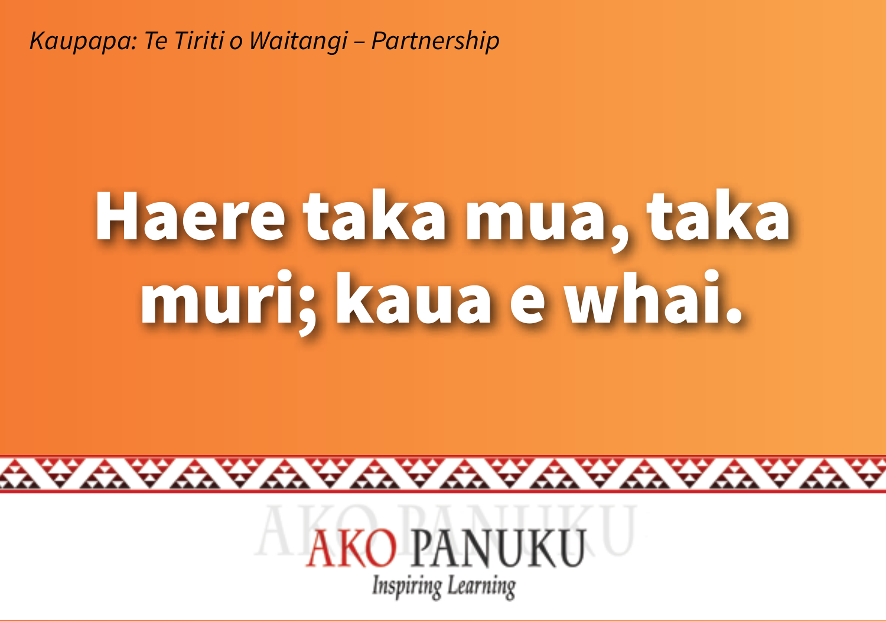*Kaupapa: Te Tiriti o Waitangi – Partnership*

# Haere taka mua, taka muri; kaua e whai.

AKO PANUKU

*Inspiring Learning*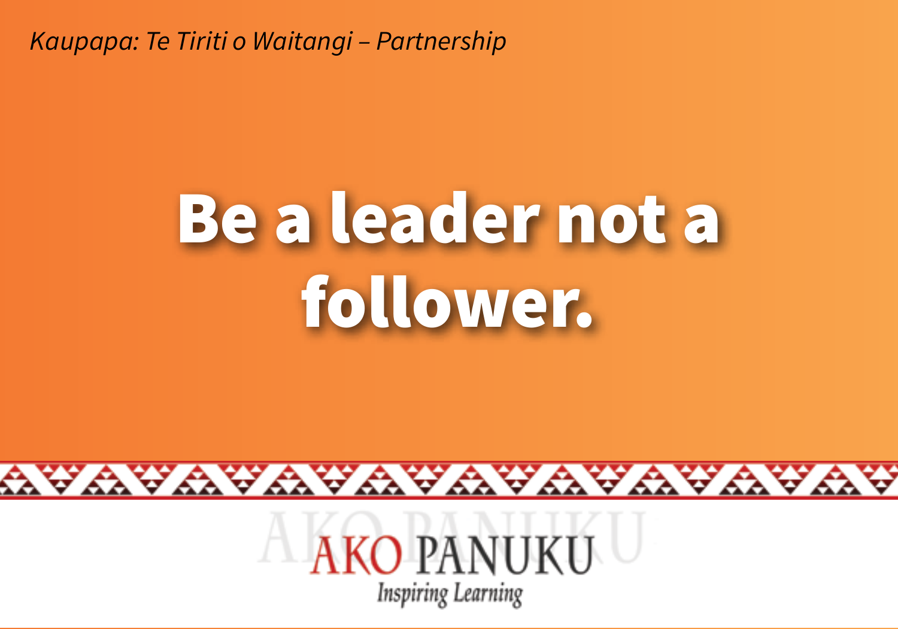*Kaupapa: Te Tiriti o Waitangi – Partnership*

# Be a leader not a follower.

AKO PANUKU

*Inspiring Learning*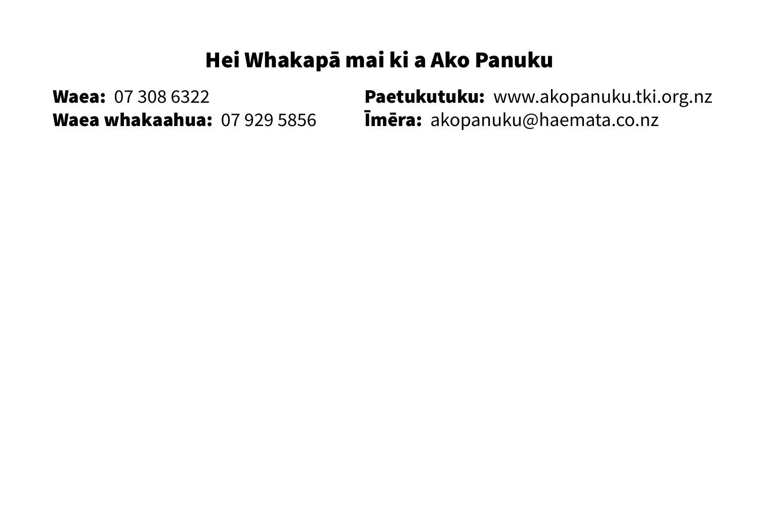## Hei Whakapā mai ki a Ako Panuku

**Waea:** 07 308 6322
**Waea whakaahua:** 07 929 5856

**Paetukutuku:** www.akopanuku.tki.org.nz
**Īmēra:** akopanuku@haemata.co.nz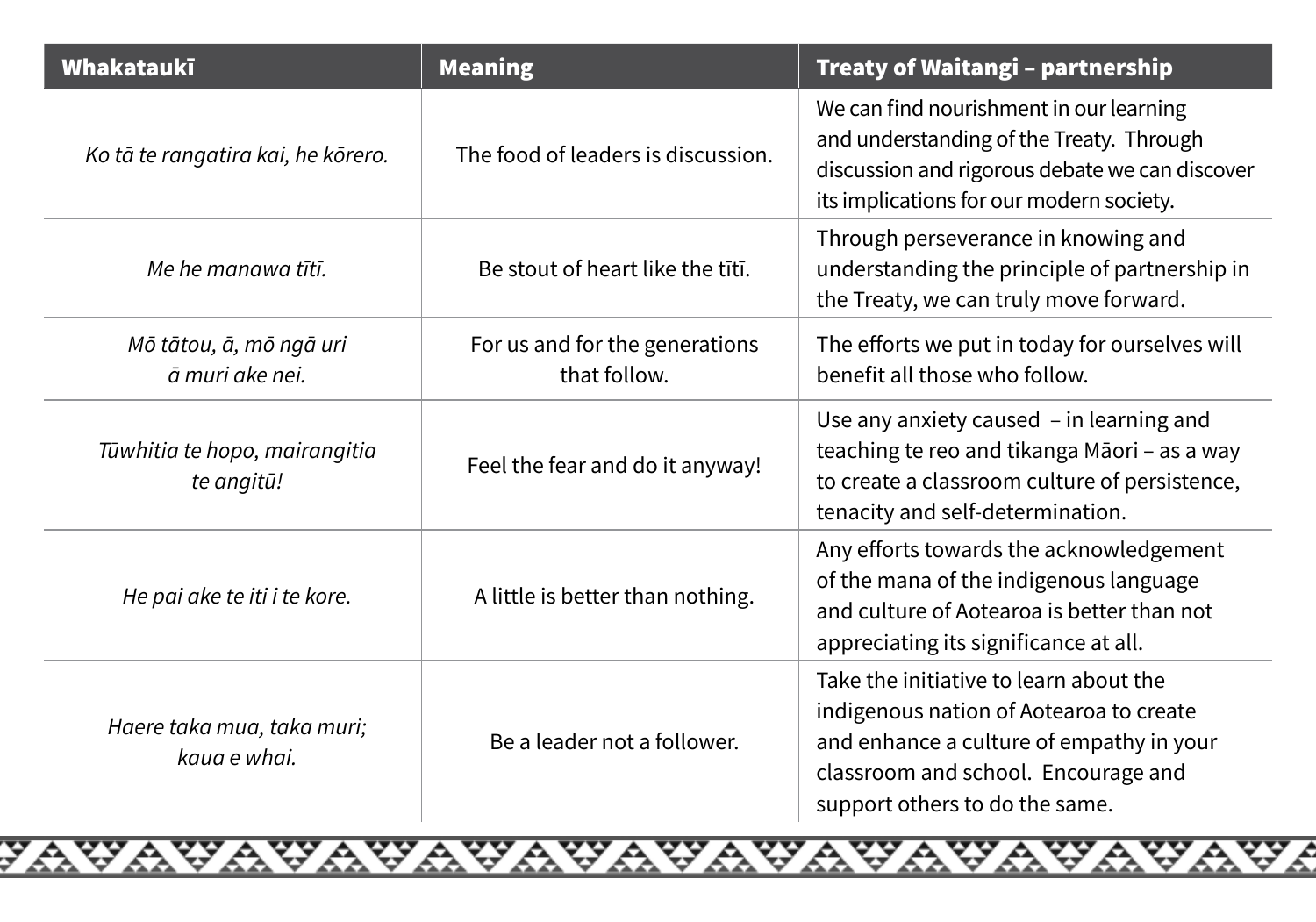| Whakataukī | Meaning | Treaty of Waitangi – partnership |
|---|---|---|
| *Ko tā te rangatira kai, he kōrero.* | The food of leaders is discussion. | We can find nourishment in our learning and understanding of the Treaty. Through discussion and rigorous debate we can discover its implications for our modern society. |
| *Me he manawa tītī.* | Be stout of heart like the tītī. | Through perseverance in knowing and understanding the principle of partnership in the Treaty, we can truly move forward. |
| *Mō tātou, ā, mō ngā uri ā muri ake nei.* | For us and for the generations that follow. | The efforts we put in today for ourselves will benefit all those who follow. |
| *Tūwhitia te hopo, mairangitia te angitū!* | Feel the fear and do it anyway! | Use any anxiety caused – in learning and teaching te reo and tikanga Māori – as a way to create a classroom culture of persistence, tenacity and self-determination. |
| *He pai ake te iti i te kore.* | A little is better than nothing. | Any efforts towards the acknowledgement of the mana of the indigenous language and culture of Aotearoa is better than not appreciating its significance at all. |
| *Haere taka mua, taka muri; kaua e whai.* | Be a leader not a follower. | Take the initiative to learn about the indigenous nation of Aotearoa to create and enhance a culture of empathy in your classroom and school. Encourage and support others to do the same. |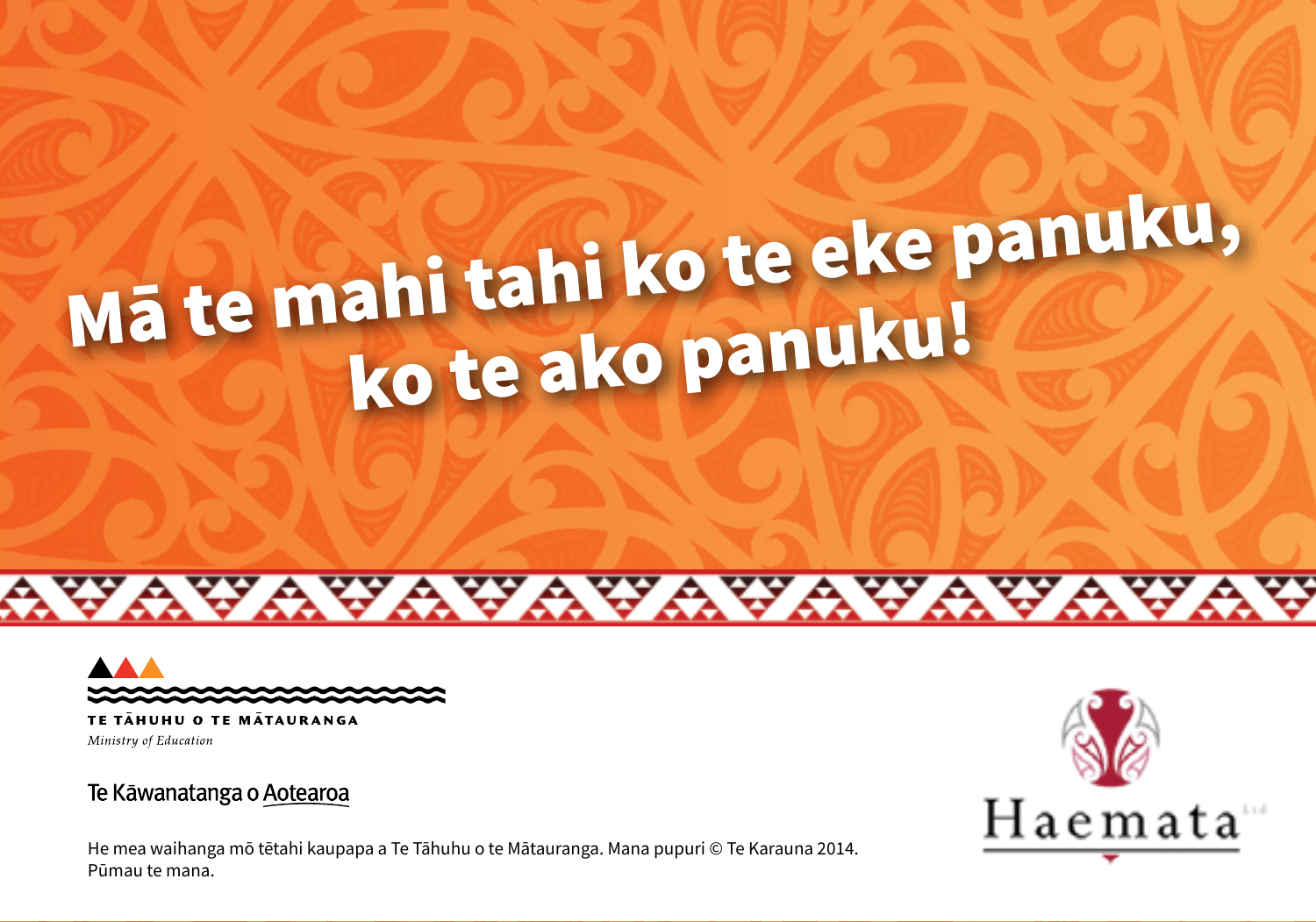# Mā te mahi tahi ko te eke panuku, ko te ako panuku!

TE TĀHUHU O TE MĀTAURANGA

*Ministry of Education*

Te Kāwanatanga o Aotearoa

He mea waihanga mō tētahi kaupapa a Te Tāhuhu o te Mātauranga. Mana pupuri © Te Karauna 2014.
Pūmau te mana.

Haemata Ltd